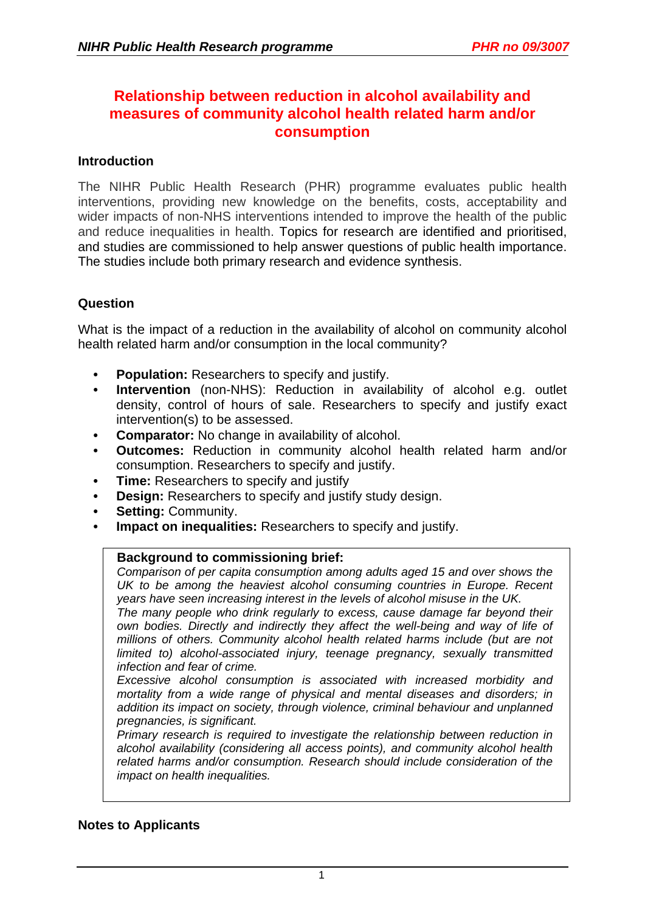# Relationship between reduction in alcohol availability and measures of community alcohol health related harm and/or consumption

## Introduction

The NIHR Public Health Research (PHR) programme evaluates public health interventions, providing new knowledge on the benefits, costs, acceptability and wider impacts of non-NHS interventions intended to improve the health of the public and reduce inequalities in health. Topics for research are identified and prioritised, and studies are commissioned to help answer questions of public health importance. The studies include both primary research and evidence synthesis.

## Question

What is the impact of a reduction in the availability of alcohol on community alcohol health related harm and/or consumption in the local community?

- **Population:** Researchers to specify and justify.
- **Intervention** (non-NHS): Reduction in availability of alcohol e.g. outlet density, control of hours of sale. Researchers to specify and justify exact intervention(s) to be assessed.
- **Comparator:** No change in availability of alcohol.
- **Outcomes:** Reduction in community alcohol health related harm and/or consumption. Researchers to specify and justify.
- **Time:** Researchers to specify and justify
- **Design:** Researchers to specify and justify study design.
- **Setting:** Community.
- **Impact on inequalities:** Researchers to specify and justify.

**Background to commissioning brief:**

*Comparison of per capita consumption among adults aged 15 and over shows the UK to be among the heaviest alcohol consuming countries in Europe. Recent years have seen increasing interest in the levels of alcohol misuse in the UK.*

*The many people who drink regularly to excess, cause damage far beyond their own bodies. Directly and indirectly they affect the well-being and way of life of millions of others. Community alcohol health related harms include (but are not limited to) alcohol-associated injury, teenage pregnancy, sexually transmitted infection and fear of crime.*

*Excessive alcohol consumption is associated with increased morbidity and mortality from a wide range of physical and mental diseases and disorders; in addition its impact on society, through violence, criminal behaviour and unplanned pregnancies, is significant.*

*Primary research is required to investigate the relationship between reduction in alcohol availability (considering all access points), and community alcohol health related harms and/or consumption. Research should include consideration of the impact on health inequalities.*

## Notes to Applicants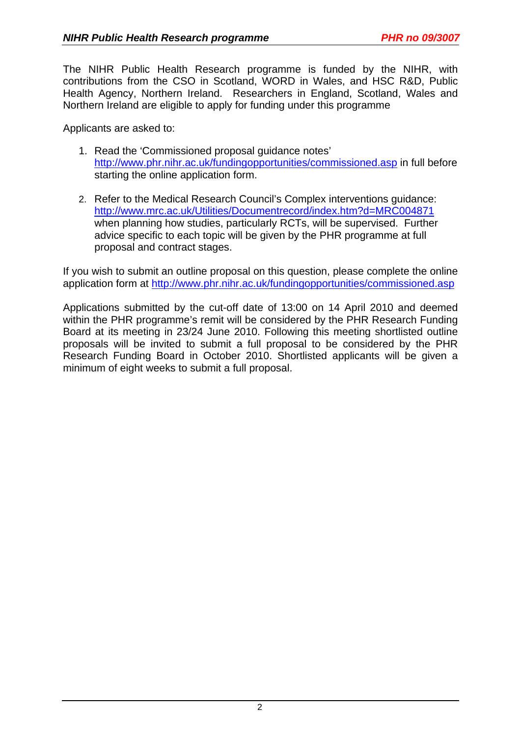The NIHR Public Health Research programme is funded by the NIHR, with contributions from the CSO in Scotland, WORD in Wales, and HSC R&D, Public Health Agency, Northern Ireland. Researchers in England, Scotland, Wales and Northern Ireland are eligible to apply for funding under this programme

Applicants are asked to:

1. Read the 'Commissioned proposal guidance notes' http://www.phr.nihr.ac.uk/fundingopportunities/commissioned.asp in full before starting the online application form.

2. Refer to the Medical Research Council's Complex interventions guidance: http://www.mrc.ac.uk/Utilities/Documentrecord/index.htm?d=MRC004871 when planning how studies, particularly RCTs, will be supervised. Further advice specific to each topic will be given by the PHR programme at full proposal and contract stages.

If you wish to submit an outline proposal on this question, please complete the online application form at http://www.phr.nihr.ac.uk/fundingopportunities/commissioned.asp

Applications submitted by the cut-off date of 13:00 on 14 April 2010 and deemed within the PHR programme's remit will be considered by the PHR Research Funding Board at its meeting in 23/24 June 2010. Following this meeting shortlisted outline proposals will be invited to submit a full proposal to be considered by the PHR Research Funding Board in October 2010. Shortlisted applicants will be given a minimum of eight weeks to submit a full proposal.